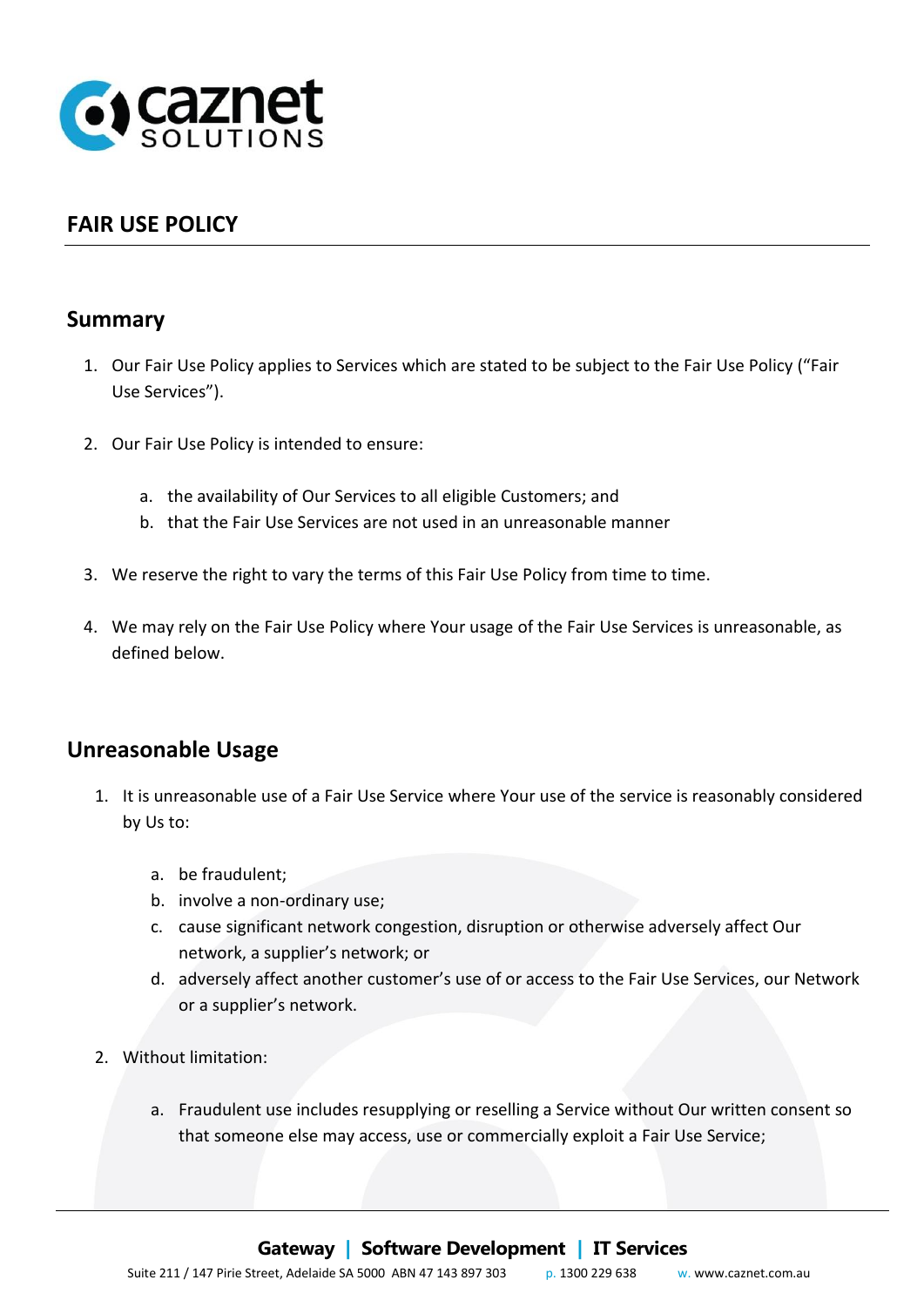# FAIR USE POLICY

## Summary

1. Our Fair Use Policy applies to Services which are stated to be subject to the Fair Use Policy ("Fair Use Services").

2. Our Fair Use Policy is intended to ensure:

    a. the availability of Our Services to all eligible Customers; and
    b. that the Fair Use Services are not used in an unreasonable manner

3. We reserve the right to vary the terms of this Fair Use Policy from time to time.

4. We may rely on the Fair Use Policy where Your usage of the Fair Use Services is unreasonable, as defined below.

## Unreasonable Usage

1. It is unreasonable use of a Fair Use Service where Your use of the service is reasonably considered by Us to:

    a. be fraudulent;
    b. involve a non-ordinary use;
    c. cause significant network congestion, disruption or otherwise adversely affect Our network, a supplier's network; or
    d. adversely affect another customer's use of or access to the Fair Use Services, our Network or a supplier's network.

2. Without limitation:

    a. Fraudulent use includes resupplying or reselling a Service without Our written consent so that someone else may access, use or commercially exploit a Fair Use Service;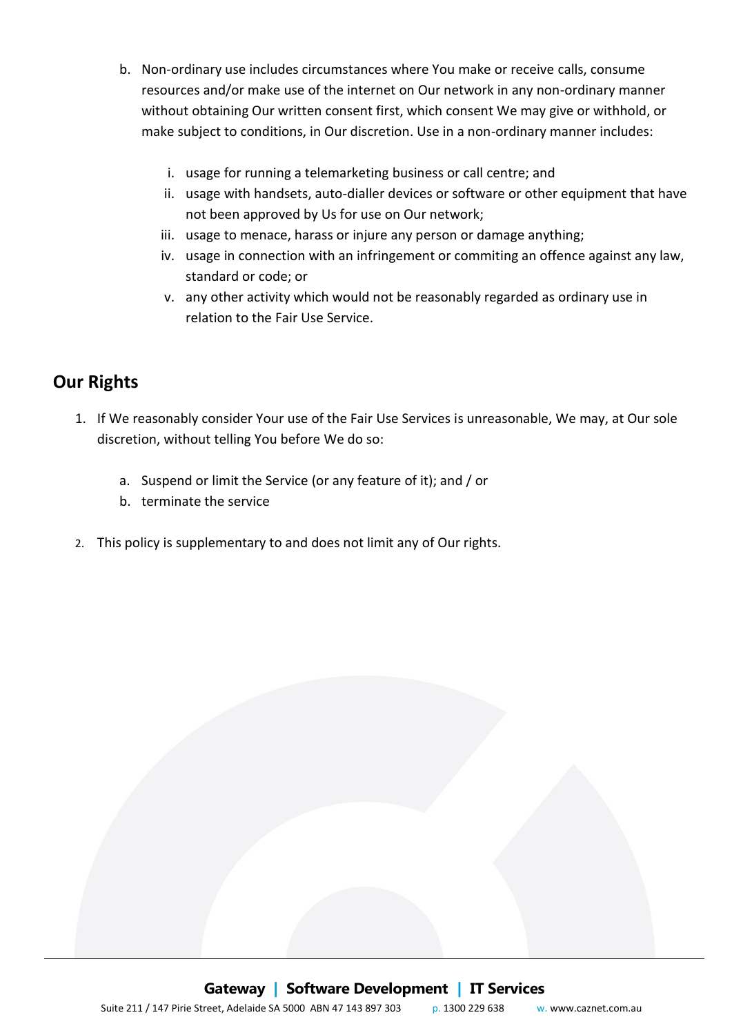b. Non-ordinary use includes circumstances where You make or receive calls, consume resources and/or make use of the internet on Our network in any non-ordinary manner without obtaining Our written consent first, which consent We may give or withhold, or make subject to conditions, in Our discretion. Use in a non-ordinary manner includes:

   i. usage for running a telemarketing business or call centre; and
   ii. usage with handsets, auto-dialler devices or software or other equipment that have not been approved by Us for use on Our network;
   iii. usage to menace, harass or injure any person or damage anything;
   iv. usage in connection with an infringement or commiting an offence against any law, standard or code; or
   v. any other activity which would not be reasonably regarded as ordinary use in relation to the Fair Use Service.

## Our Rights

1. If We reasonably consider Your use of the Fair Use Services is unreasonable, We may, at Our sole discretion, without telling You before We do so:

   a. Suspend or limit the Service (or any feature of it); and / or
   b. terminate the service

2. This policy is supplementary to and does not limit any of Our rights.